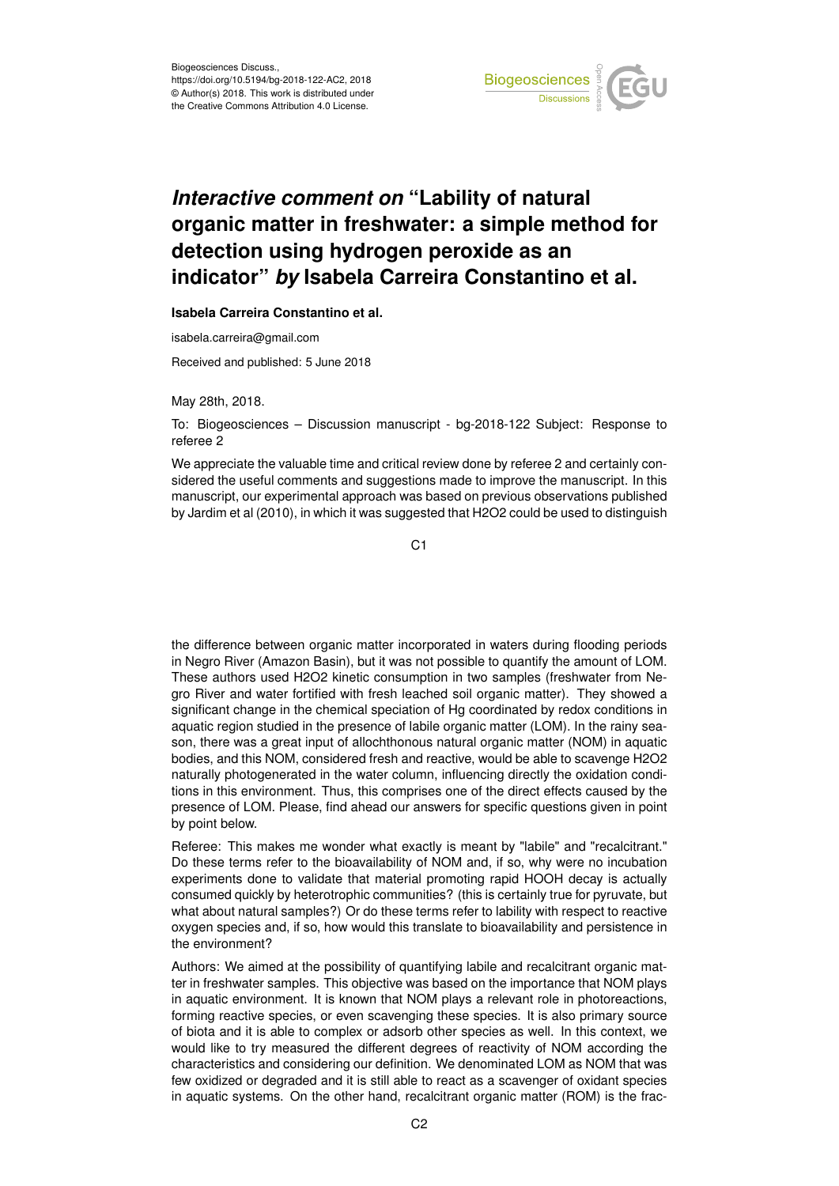Biogeosciences Discuss.,
https://doi.org/10.5194/bg-2018-122-AC2, 2018
© Author(s) 2018. This work is distributed under
the Creative Commons Attribution 4.0 License.

# *Interactive comment on* "Lability of natural organic matter in freshwater: a simple method for detection using hydrogen peroxide as an indicator" *by* Isabela Carreira Constantino et al.

**Isabela Carreira Constantino et al.**

isabela.carreira@gmail.com

Received and published: 5 June 2018

May 28th, 2018.

To: Biogeosciences – Discussion manuscript - bg-2018-122 Subject: Response to referee 2

We appreciate the valuable time and critical review done by referee 2 and certainly considered the useful comments and suggestions made to improve the manuscript. In this manuscript, our experimental approach was based on previous observations published by Jardim et al (2010), in which it was suggested that H2O2 could be used to distinguish the difference between organic matter incorporated in waters during flooding periods in Negro River (Amazon Basin), but it was not possible to quantify the amount of LOM. These authors used H2O2 kinetic consumption in two samples (freshwater from Negro River and water fortified with fresh leached soil organic matter). They showed a significant change in the chemical speciation of Hg coordinated by redox conditions in aquatic region studied in the presence of labile organic matter (LOM). In the rainy season, there was a great input of allochthonous natural organic matter (NOM) in aquatic bodies, and this NOM, considered fresh and reactive, would be able to scavenge H2O2 naturally photogenerated in the water column, influencing directly the oxidation conditions in this environment. Thus, this comprises one of the direct effects caused by the presence of LOM. Please, find ahead our answers for specific questions given in point by point below.

Referee: This makes me wonder what exactly is meant by "labile" and "recalcitrant." Do these terms refer to the bioavailability of NOM and, if so, why were no incubation experiments done to validate that material promoting rapid HOOH decay is actually consumed quickly by heterotrophic communities? (this is certainly true for pyruvate, but what about natural samples?) Or do these terms refer to lability with respect to reactive oxygen species and, if so, how would this translate to bioavailability and persistence in the environment?

Authors: We aimed at the possibility of quantifying labile and recalcitrant organic matter in freshwater samples. This objective was based on the importance that NOM plays in aquatic environment. It is known that NOM plays a relevant role in photoreactions, forming reactive species, or even scavenging these species. It is also primary source of biota and it is able to complex or adsorb other species as well. In this context, we would like to try measured the different degrees of reactivity of NOM according the characteristics and considering our definition. We denominated LOM as NOM that was few oxidized or degraded and it is still able to react as a scavenger of oxidant species in aquatic systems. On the other hand, recalcitrant organic matter (ROM) is the frac-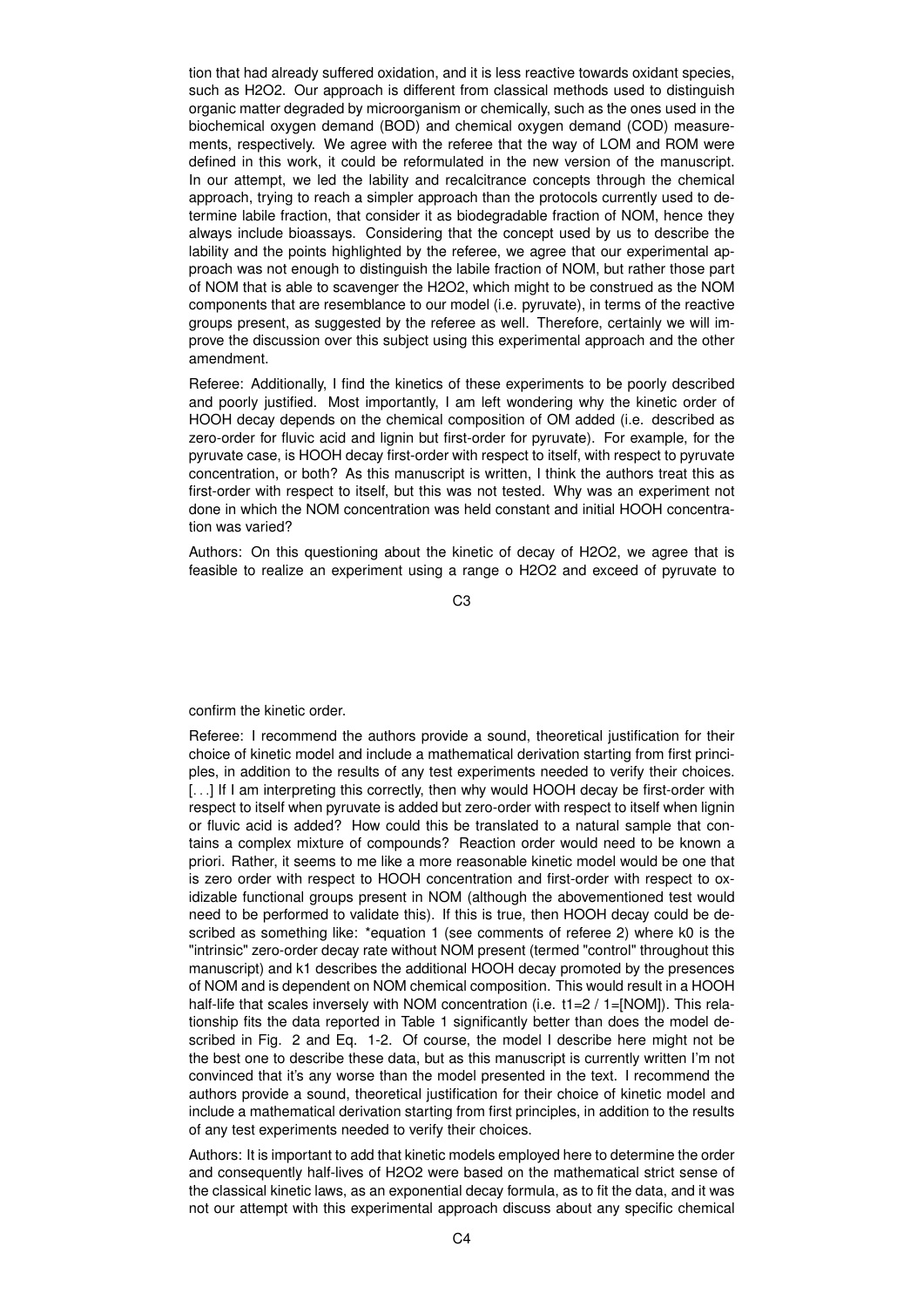tion that had already suffered oxidation, and it is less reactive towards oxidant species, such as $H_2O_2$. Our approach is different from classical methods used to distinguish organic matter degraded by microorganism or chemically, such as the ones used in the biochemical oxygen demand (BOD) and chemical oxygen demand (COD) measurements, respectively. We agree with the referee that the way of LOM and ROM were defined in this work, it could be reformulated in the new version of the manuscript. In our attempt, we led the lability and recalcitrance concepts through the chemical approach, trying to reach a simpler approach than the protocols currently used to determine labile fraction, that consider it as biodegradable fraction of NOM, hence they always include bioassays. Considering that the concept used by us to describe the lability and the points highlighted by the referee, we agree that our experimental approach was not enough to distinguish the labile fraction of NOM, but rather those part of NOM that is able to scavenger the $H_2O_2$, which might to be construed as the NOM components that are resemblance to our model (i.e. pyruvate), in terms of the reactive groups present, as suggested by the referee as well. Therefore, certainly we will improve the discussion over this subject using this experimental approach and the other amendment.

Referee: Additionally, I find the kinetics of these experiments to be poorly described and poorly justified. Most importantly, I am left wondering why the kinetic order of HOOH decay depends on the chemical composition of OM added (i.e. described as zero-order for fluvic acid and lignin but first-order for pyruvate). For example, for the pyruvate case, is HOOH decay first-order with respect to itself, with respect to pyruvate concentration, or both? As this manuscript is written, I think the authors treat this as first-order with respect to itself, but this was not tested. Why was an experiment not done in which the NOM concentration was held constant and initial HOOH concentration was varied?

Authors: On this questioning about the kinetic of decay of $H_2O_2$, we agree that is feasible to realize an experiment using a range o $H_2O_2$ and exceed of pyruvate to confirm the kinetic order.

Referee: I recommend the authors provide a sound, theoretical justification for their choice of kinetic model and include a mathematical derivation starting from first principles, in addition to the results of any test experiments needed to verify their choices. [...] If I am interpreting this correctly, then why would HOOH decay be first-order with respect to itself when pyruvate is added but zero-order with respect to itself when lignin or fluvic acid is added? How could this be translated to a natural sample that contains a complex mixture of compounds? Reaction order would need to be known a priori. Rather, it seems to me like a more reasonable kinetic model would be one that is zero order with respect to HOOH concentration and first-order with respect to oxidizable functional groups present in NOM (although the abovementioned test would need to be performed to validate this). If this is true, then HOOH decay could be described as something like: *equation 1 (see comments of referee 2) where k0 is the "intrinsic" zero-order decay rate without NOM present (termed "control" throughout this manuscript) and k1 describes the additional HOOH decay promoted by the presences of NOM and is dependent on NOM chemical composition. This would result in a HOOH half-life that scales inversely with NOM concentration (i.e. $t1=2$ / $1=[NOM]$). This relationship fits the data reported in Table 1 significantly better than does the model described in Fig. 2 and Eq. 1-2. Of course, the model I describe here might not be the best one to describe these data, but as this manuscript is currently written I'm not convinced that it's any worse than the model presented in the text. I recommend the authors provide a sound, theoretical justification for their choice of kinetic model and include a mathematical derivation starting from first principles, in addition to the results of any test experiments needed to verify their choices.

Authors: It is important to add that kinetic models employed here to determine the order and consequently half-lives of $H_2O_2$ were based on the mathematical strict sense of the classical kinetic laws, as an exponential decay formula, as to fit the data, and it was not our attempt with this experimental approach discuss about any specific chemical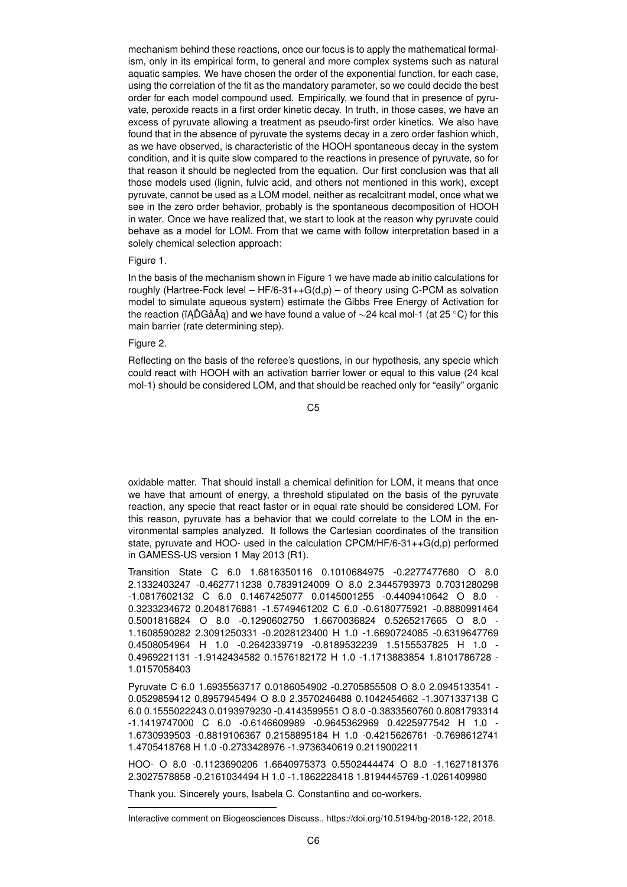mechanism behind these reactions, once our focus is to apply the mathematical formalism, only in its empirical form, to general and more complex systems such as natural aquatic samples. We have chosen the order of the exponential function, for each case, using the correlation of the fit as the mandatory parameter, so we could decide the best order for each model compound used. Empirically, we found that in presence of pyruvate, peroxide reacts in a first order kinetic decay. In truth, in those cases, we have an excess of pyruvate allowing a treatment as pseudo-first order kinetics. We also have found that in the absence of pyruvate the systems decay in a zero order fashion which, as we have observed, is characteristic of the HOOH spontaneous decay in the system condition, and it is quite slow compared to the reactions in presence of pyruvate, so for that reason it should be neglected from the equation. Our first conclusion was that all those models used (lignin, fulvic acid, and others not mentioned in this work), except pyruvate, cannot be used as a LOM model, neither as recalcitrant model, once what we see in the zero order behavior, probably is the spontaneous decomposition of HOOH in water. Once we have realized that, we start to look at the reason why pyruvate could behave as a model for LOM. From that we came with follow interpretation based in a solely chemical selection approach:

Figure 1.

In the basis of the mechanism shown in Figure 1 we have made ab initio calculations for roughly (Hartree-Fock level – HF/6-31++G(d,p) – of theory using C-PCM as solvation model to simulate aqueous system) estimate the Gibbs Free Energy of Activation for the reaction (ïĄĎGâĂą) and we have found a value of ~24 kcal mol-1 (at 25 °C) for this main barrier (rate determining step).

Figure 2.

Reflecting on the basis of the referee's questions, in our hypothesis, any specie which could react with HOOH with an activation barrier lower or equal to this value (24 kcal mol-1) should be considered LOM, and that should be reached only for "easily" organic oxidable matter. That should install a chemical definition for LOM, it means that once we have that amount of energy, a threshold stipulated on the basis of the pyruvate reaction, any specie that react faster or in equal rate should be considered LOM. For this reason, pyruvate has a behavior that we could correlate to the LOM in the environmental samples analyzed. It follows the Cartesian coordinates of the transition state, pyruvate and HOO- used in the calculation CPCM/HF/6-31++G(d,p) performed in GAMESS-US version 1 May 2013 (R1).

Transition State C 6.0 1.6816350116 0.1010684975 -0.2277477680 O 8.0 2.1332403247 -0.4627711238 0.7839124009 O 8.0 2.3445793973 0.7031280298 -1.0817602132 C 6.0 0.1467425077 0.0145001255 -0.4409410642 O 8.0 -0.3233234672 0.2048176881 -1.5749461202 C 6.0 -0.6180775921 -0.8880991464 0.5001816824 O 8.0 -0.1290602750 1.6670036824 0.5265217665 O 8.0 -1.1608590282 2.3091250331 -0.2028123400 H 1.0 -1.6690724085 -0.6319647769 0.4508054964 H 1.0 -0.2642339719 -0.8189532239 1.5155537825 H 1.0 -0.4969221131 -1.9142434582 0.1576182172 H 1.0 -1.1713883854 1.8101786728 -1.0157058403

Pyruvate C 6.0 1.6935563717 0.0186054902 -0.2705855508 O 8.0 2.0945133541 -0.0529859412 0.8957945494 O 8.0 2.3570246488 0.1042454662 -1.3071337138 C 6.0 0.1555022243 0.0193979230 -0.4143599551 O 8.0 -0.3833560760 0.8081793314 -1.1419747000 C 6.0 -0.6146609989 -0.9645362969 0.4225977542 H 1.0 -1.6730939503 -0.8819106367 0.2158895184 H 1.0 -0.4215626761 -0.7698612741 1.4705418768 H 1.0 -0.2733428976 -1.9736340619 0.2119002211

HOO- O 8.0 -0.1123690206 1.6640975373 0.5502444474 O 8.0 -1.1627181376 2.3027578858 -0.2161034494 H 1.0 -1.1862228418 1.8194445769 -1.0261409980

Thank you. Sincerely yours, Isabela C. Constantino and co-workers.

---

Interactive comment on Biogeosciences Discuss., https://doi.org/10.5194/bg-2018-122, 2018.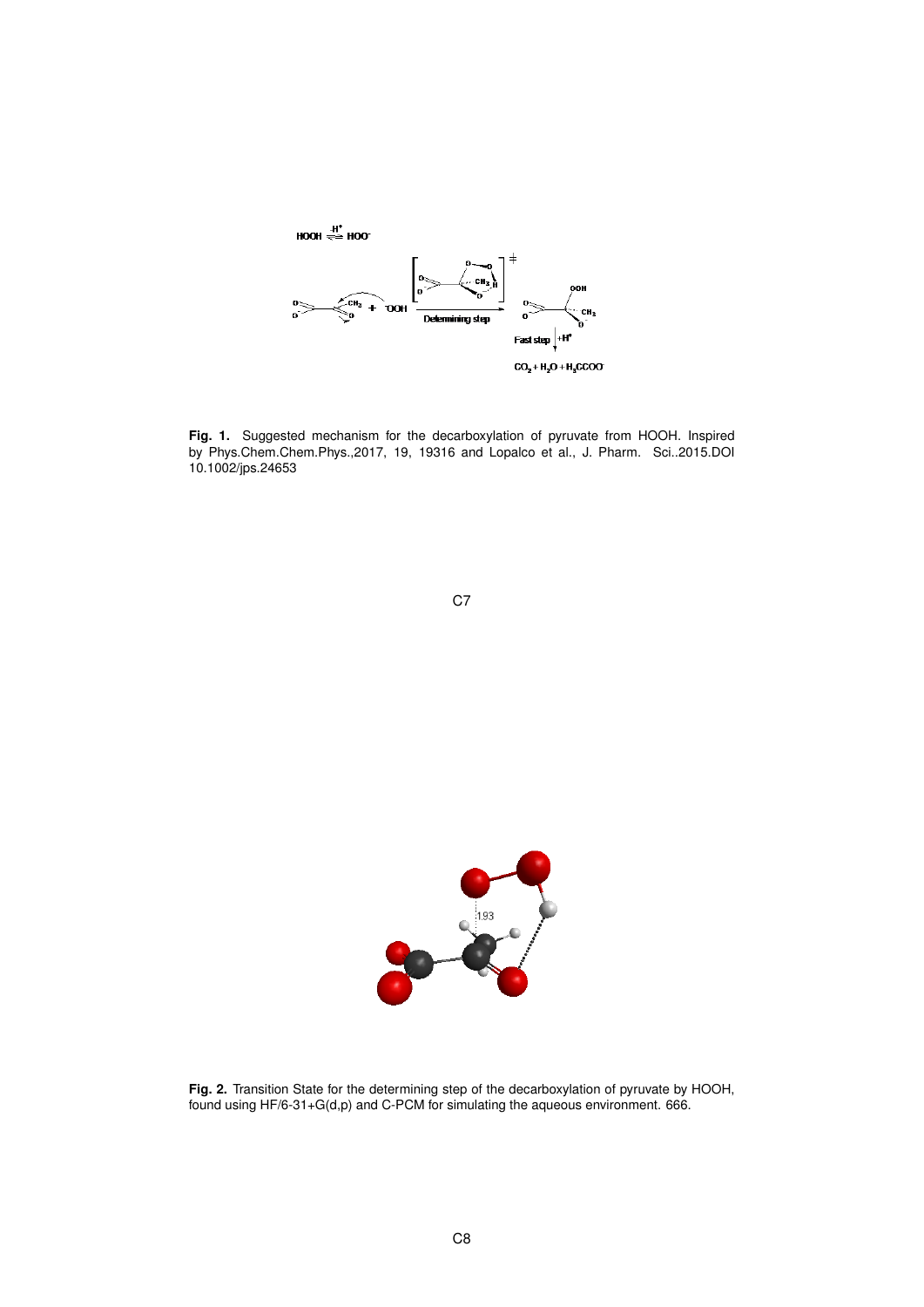**Fig. 1.** Suggested mechanism for the decarboxylation of pyruvate from HOOH. Inspired by Phys.Chem.Chem.Phys.,2017, 19, 19316 and Lopalco et al., J. Pharm. Sci..2015.DOI 10.1002/jps.24653

**Fig. 2.** Transition State for the determining step of the decarboxylation of pyruvate by HOOH, found using HF/6-31+G(d,p) and C-PCM for simulating the aqueous environment. 666.